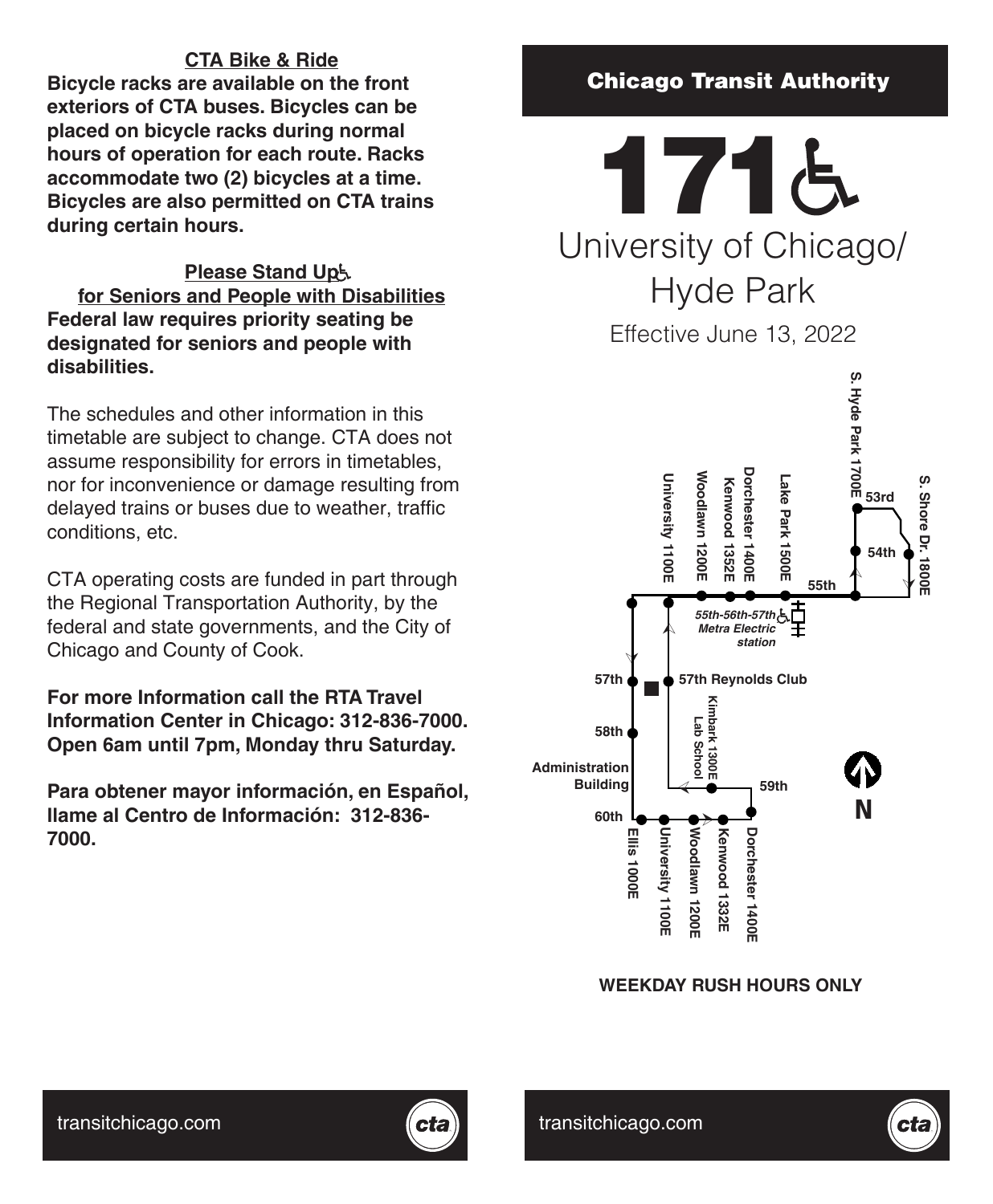**CTA Bike & Ride**

**Bicycle racks are available on the front exteriors of CTA buses. Bicycles can be placed on bicycle racks during normal hours of operation for each route. Racks accommodate two (2) bicycles at a time. Bicycles are also permitted on CTA trains during certain hours.**

**Please Stand Up**
**for Seniors and People with Disabilities**

**Federal law requires priority seating be designated for seniors and people with disabilities.**

The schedules and other information in this timetable are subject to change. CTA does not assume responsibility for errors in timetables, nor for inconvenience or damage resulting from delayed trains or buses due to weather, traffic conditions, etc.

CTA operating costs are funded in part through the Regional Transportation Authority, by the federal and state governments, and the City of Chicago and County of Cook.

**For more Information call the RTA Travel Information Center in Chicago: 312-836-7000. Open 6am until 7pm, Monday thru Saturday.**

**Para obtener mayor información, en Español, llame al Centro de Información: 312-836-7000.**

transitchicago.com

**Chicago Transit Authority**

# 171

## University of Chicago/ Hyde Park

Effective June 13, 2022

S. Hyde Park 1700E, 53rd, S. Shore Dr. 1800E, 54th, 55th, Lake Park 1500E, Dorchester 1400E, Kenwood 1352E, Woodlawn 1200E, University 1100E, *55th-56th-57th Metra Electric station*, 57th, 57th Reynolds Club, 58th, Kimbark 1300E Lab School, Administration Building, 59th, 60th, Ellis 1000E, University 1100E, Woodlawn 1200E, Kenwood 1332E, Dorchester 1400E, N

**WEEKDAY RUSH HOURS ONLY**

transitchicago.com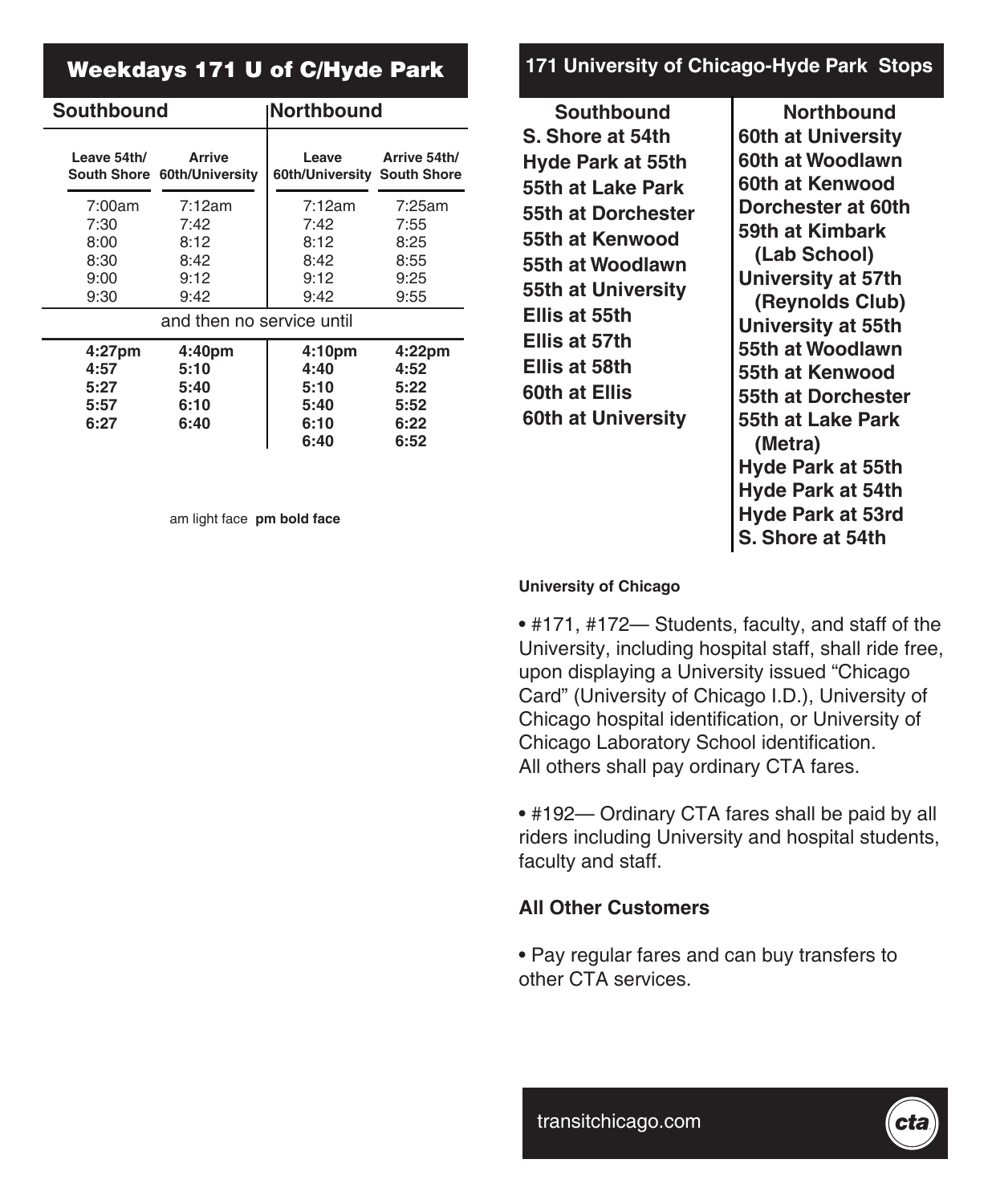## Weekdays 171 U of C/Hyde Park

| Southbound | | Northbound | |
|---|---|---|---|
| Leave 54th/ South Shore | Arrive 60th/University | Leave 60th/University | Arrive 54th/ South Shore |
| 7:00am | 7:12am | 7:12am | 7:25am |
| 7:30 | 7:42 | 7:42 | 7:55 |
| 8:00 | 8:12 | 8:12 | 8:25 |
| 8:30 | 8:42 | 8:42 | 8:55 |
| 9:00 | 9:12 | 9:12 | 9:25 |
| 9:30 | 9:42 | 9:42 | 9:55 |
| and then no service until | | | |
| **4:27pm** | **4:40pm** | **4:10pm** | **4:22pm** |
| **4:57** | **5:10** | **4:40** | **4:52** |
| **5:27** | **5:40** | **5:10** | **5:22** |
| **5:57** | **6:10** | **5:40** | **5:52** |
| **6:27** | **6:40** | **6:10** | **6:22** |
| | | **6:40** | **6:52** |

am light face **pm bold face**

## 171 University of Chicago-Hyde Park Stops

| Southbound | Northbound |
|---|---|
| S. Shore at 54th | 60th at University |
| Hyde Park at 55th | 60th at Woodlawn |
| 55th at Lake Park | 60th at Kenwood |
| 55th at Dorchester | Dorchester at 60th |
| 55th at Kenwood | 59th at Kimbark (Lab School) |
| 55th at Woodlawn | University at 57th (Reynolds Club) |
| 55th at University | University at 55th |
| Ellis at 55th | 55th at Woodlawn |
| Ellis at 57th | 55th at Kenwood |
| Ellis at 58th | 55th at Dorchester |
| 60th at Ellis | 55th at Lake Park (Metra) |
| 60th at University | Hyde Park at 55th |
| | Hyde Park at 54th |
| | Hyde Park at 53rd |
| | S. Shore at 54th |

**University of Chicago**

- #171, #172— Students, faculty, and staff of the University, including hospital staff, shall ride free, upon displaying a University issued "Chicago Card" (University of Chicago I.D.), University of Chicago hospital identification, or University of Chicago Laboratory School identification. All others shall pay ordinary CTA fares.

- #192— Ordinary CTA fares shall be paid by all riders including University and hospital students, faculty and staff.

**All Other Customers**

- Pay regular fares and can buy transfers to other CTA services.

transitchicago.com

cta